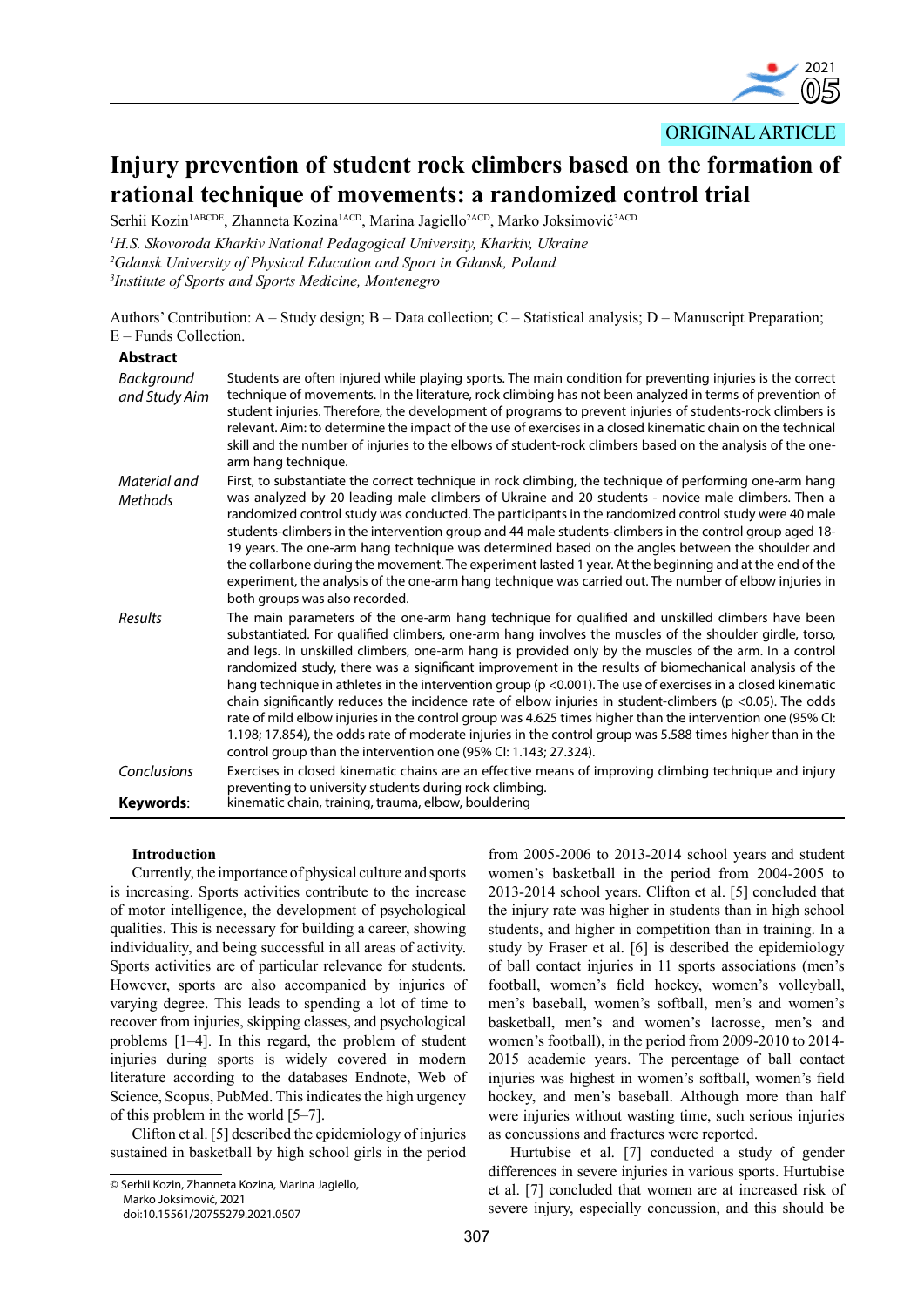ORIGINAL ARTICLE

# Injury prevention of student rock climbers based on the formation of rational technique of movements: a randomized control trial

Serhii Kozin[1ABCDE], Zhanneta Kozina[1ACD], Marina Jagiello[2ACD], Marko Joksimović[3ACD]

[1]*H.S. Skovoroda Kharkiv National Pedagogical University, Kharkiv, Ukraine*
[2]*Gdansk University of Physical Education and Sport in Gdansk, Poland*
[3]*Institute of Sports and Sports Medicine, Montenegro*

Authors' Contribution: A – Study design; B – Data collection; C – Statistical analysis; D – Manuscript Preparation; E – Funds Collection.

**Abstract**

*Background and Study Aim*: Students are often injured while playing sports. The main condition for preventing injuries is the correct technique of movements. In the literature, rock climbing has not been analyzed in terms of prevention of student injuries. Therefore, the development of programs to prevent injuries of students-rock climbers is relevant. Aim: to determine the impact of the use of exercises in a closed kinematic chain on the technical skill and the number of injuries to the elbows of student-rock climbers based on the analysis of the one-arm hang technique.

*Material and Methods*: First, to substantiate the correct technique in rock climbing, the technique of performing one-arm hang was analyzed by 20 leading male climbers of Ukraine and 20 students - novice male climbers. Then a randomized control study was conducted. The participants in the randomized control study were 40 male students-climbers in the intervention group and 44 male students-climbers in the control group aged 18-19 years. The one-arm hang technique was determined based on the angles between the shoulder and the collarbone during the movement. The experiment lasted 1 year. At the beginning and at the end of the experiment, the analysis of the one-arm hang technique was carried out. The number of elbow injuries in both groups was also recorded.

*Results*: The main parameters of the one-arm hang technique for qualified and unskilled climbers have been substantiated. For qualified climbers, one-arm hang involves the muscles of the shoulder girdle, torso, and legs. In unskilled climbers, one-arm hang is provided only by the muscles of the arm. In a control randomized study, there was a significant improvement in the results of biomechanical analysis of the hang technique in athletes in the intervention group ($p < 0.001$). The use of exercises in a closed kinematic chain significantly reduces the incidence rate of elbow injuries in student-climbers ($p < 0.05$). The odds rate of mild elbow injuries in the control group was 4.625 times higher than the intervention one (95% CI: 1.198; 17.854), the odds rate of moderate injuries in the control group was 5.588 times higher than in the control group than the intervention one (95% CI: 1.143; 27.324).

*Conclusions*: Exercises in closed kinematic chains are an effective means of improving climbing technique and injury preventing to university students during rock climbing.

**Keywords**: kinematic chain, training, trauma, elbow, bouldering

## Introduction

Currently, the importance of physical culture and sports is increasing. Sports activities contribute to the increase of motor intelligence, the development of psychological qualities. This is necessary for building a career, showing individuality, and being successful in all areas of activity. Sports activities are of particular relevance for students. However, sports are also accompanied by injuries of varying degree. This leads to spending a lot of time to recover from injuries, skipping classes, and psychological problems [1–4]. In this regard, the problem of student injuries during sports is widely covered in modern literature according to the databases Endnote, Web of Science, Scopus, PubMed. This indicates the high urgency of this problem in the world [5–7].

Clifton et al. [5] described the epidemiology of injuries sustained in basketball by high school girls in the period from 2005-2006 to 2013-2014 school years and student women's basketball in the period from 2004-2005 to 2013-2014 school years. Clifton et al. [5] concluded that the injury rate was higher in students than in high school students, and higher in competition than in training. In a study by Fraser et al. [6] is described the epidemiology of ball contact injuries in 11 sports associations (men's football, women's field hockey, women's volleyball, men's baseball, women's softball, men's and women's basketball, men's and women's lacrosse, men's and women's football), in the period from 2009-2010 to 2014-2015 academic years. The percentage of ball contact injuries was highest in women's softball, women's field hockey, and men's baseball. Although more than half were injuries without wasting time, such serious injuries as concussions and fractures were reported.

Hurtubise et al. [7] conducted a study of gender differences in severe injuries in various sports. Hurtubise et al. [7] concluded that women are at increased risk of severe injury, especially concussion, and this should be

© Serhii Kozin, Zhanneta Kozina, Marina Jagiello, Marko Joksimović, 2021
doi:10.15561/20755279.2021.0507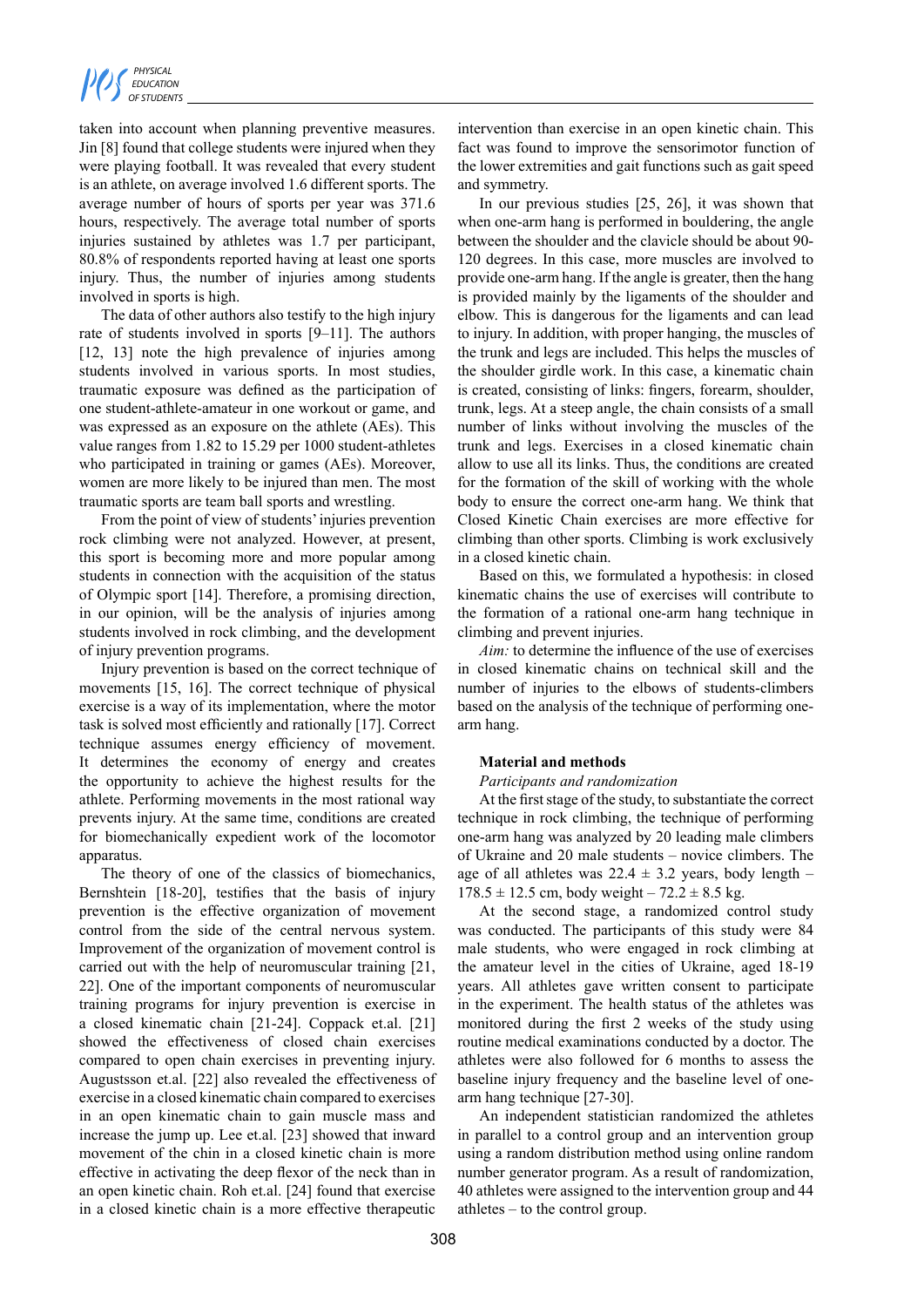taken into account when planning preventive measures. Jin [8] found that college students were injured when they were playing football. It was revealed that every student is an athlete, on average involved 1.6 different sports. The average number of hours of sports per year was 371.6 hours, respectively. The average total number of sports injuries sustained by athletes was 1.7 per participant, 80.8% of respondents reported having at least one sports injury. Thus, the number of injuries among students involved in sports is high.

The data of other authors also testify to the high injury rate of students involved in sports [9–11]. The authors [12, 13] note the high prevalence of injuries among students involved in various sports. In most studies, traumatic exposure was defined as the participation of one student-athlete-amateur in one workout or game, and was expressed as an exposure on the athlete (AEs). This value ranges from 1.82 to 15.29 per 1000 student-athletes who participated in training or games (AEs). Moreover, women are more likely to be injured than men. The most traumatic sports are team ball sports and wrestling.

From the point of view of students' injuries prevention rock climbing were not analyzed. However, at present, this sport is becoming more and more popular among students in connection with the acquisition of the status of Olympic sport [14]. Therefore, a promising direction, in our opinion, will be the analysis of injuries among students involved in rock climbing, and the development of injury prevention programs.

Injury prevention is based on the correct technique of movements [15, 16]. The correct technique of physical exercise is a way of its implementation, where the motor task is solved most efficiently and rationally [17]. Correct technique assumes energy efficiency of movement. It determines the economy of energy and creates the opportunity to achieve the highest results for the athlete. Performing movements in the most rational way prevents injury. At the same time, conditions are created for biomechanically expedient work of the locomotor apparatus.

The theory of one of the classics of biomechanics, Bernshtein [18-20], testifies that the basis of injury prevention is the effective organization of movement control from the side of the central nervous system. Improvement of the organization of movement control is carried out with the help of neuromuscular training [21, 22]. One of the important components of neuromuscular training programs for injury prevention is exercise in a closed kinematic chain [21-24]. Coppack et.al. [21] showed the effectiveness of closed chain exercises compared to open chain exercises in preventing injury. Augustsson et.al. [22] also revealed the effectiveness of exercise in a closed kinematic chain compared to exercises in an open kinematic chain to gain muscle mass and increase the jump up. Lee et.al. [23] showed that inward movement of the chin in a closed kinetic chain is more effective in activating the deep flexor of the neck than in an open kinetic chain. Roh et.al. [24] found that exercise in a closed kinetic chain is a more effective therapeutic intervention than exercise in an open kinetic chain. This fact was found to improve the sensorimotor function of the lower extremities and gait functions such as gait speed and symmetry.

In our previous studies [25, 26], it was shown that when one-arm hang is performed in bouldering, the angle between the shoulder and the clavicle should be about 90-120 degrees. In this case, more muscles are involved to provide one-arm hang. If the angle is greater, then the hang is provided mainly by the ligaments of the shoulder and elbow. This is dangerous for the ligaments and can lead to injury. In addition, with proper hanging, the muscles of the trunk and legs are included. This helps the muscles of the shoulder girdle work. In this case, a kinematic chain is created, consisting of links: fingers, forearm, shoulder, trunk, legs. At a steep angle, the chain consists of a small number of links without involving the muscles of the trunk and legs. Exercises in a closed kinematic chain allow to use all its links. Thus, the conditions are created for the formation of the skill of working with the whole body to ensure the correct one-arm hang. We think that Closed Kinetic Chain exercises are more effective for climbing than other sports. Climbing is work exclusively in a closed kinetic chain.

Based on this, we formulated a hypothesis: in closed kinematic chains the use of exercises will contribute to the formation of a rational one-arm hang technique in climbing and prevent injuries.

*Aim:* to determine the influence of the use of exercises in closed kinematic chains on technical skill and the number of injuries to the elbows of students-climbers based on the analysis of the technique of performing one-arm hang.

## Material and methods

*Participants and randomization*

At the first stage of the study, to substantiate the correct technique in rock climbing, the technique of performing one-arm hang was analyzed by 20 leading male climbers of Ukraine and 20 male students – novice climbers. The age of all athletes was 22.4 ± 3.2 years, body length – 178.5 ± 12.5 cm, body weight – 72.2 ± 8.5 kg.

At the second stage, a randomized control study was conducted. The participants of this study were 84 male students, who were engaged in rock climbing at the amateur level in the cities of Ukraine, aged 18-19 years. All athletes gave written consent to participate in the experiment. The health status of the athletes was monitored during the first 2 weeks of the study using routine medical examinations conducted by a doctor. The athletes were also followed for 6 months to assess the baseline injury frequency and the baseline level of one-arm hang technique [27-30].

An independent statistician randomized the athletes in parallel to a control group and an intervention group using a random distribution method using online random number generator program. As a result of randomization, 40 athletes were assigned to the intervention group and 44 athletes – to the control group.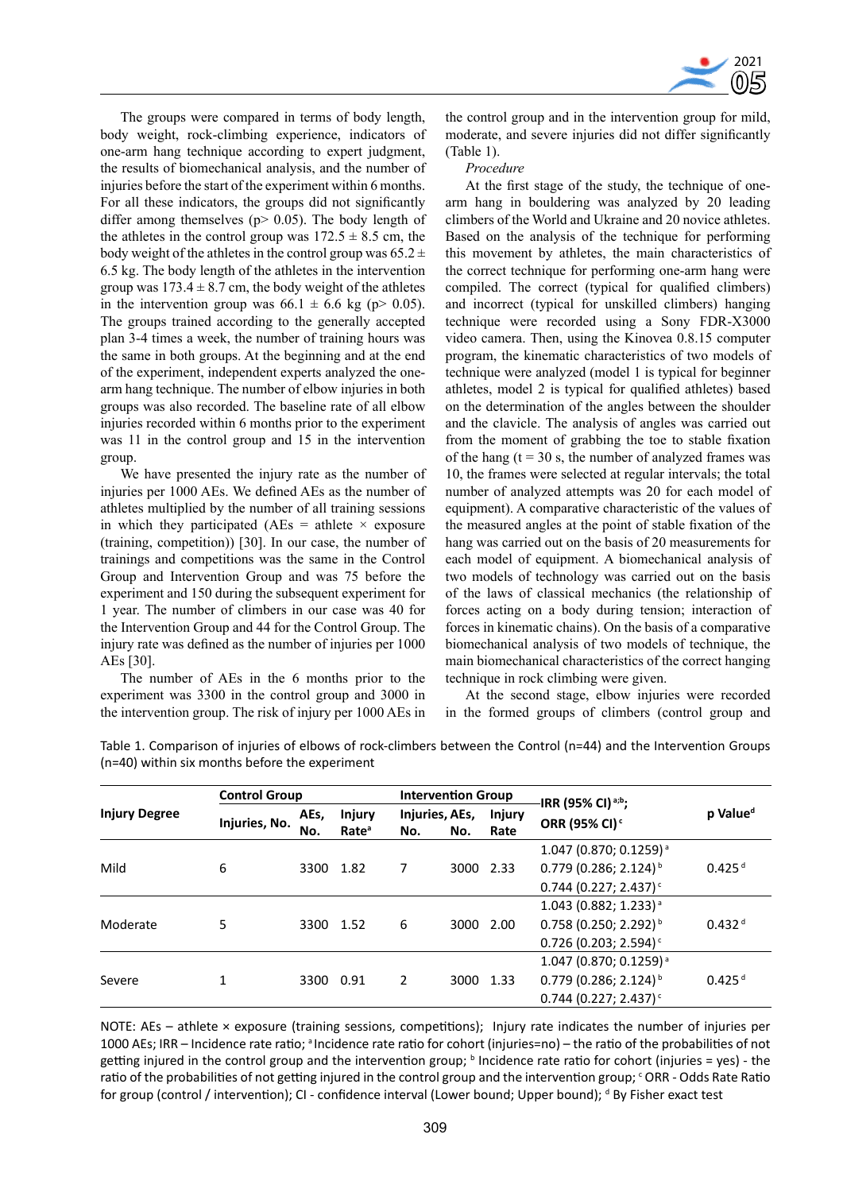The groups were compared in terms of body length, body weight, rock-climbing experience, indicators of one-arm hang technique according to expert judgment, the results of biomechanical analysis, and the number of injuries before the start of the experiment within 6 months. For all these indicators, the groups did not significantly differ among themselves ($p > 0.05$). The body length of the athletes in the control group was $172.5 \pm 8.5$ cm, the body weight of the athletes in the control group was $65.2 \pm 6.5$ kg. The body length of the athletes in the intervention group was $173.4 \pm 8.7$ cm, the body weight of the athletes in the intervention group was $66.1 \pm 6.6$ kg ($p > 0.05$). The groups trained according to the generally accepted plan 3-4 times a week, the number of training hours was the same in both groups. At the beginning and at the end of the experiment, independent experts analyzed the one-arm hang technique. The number of elbow injuries in both groups was also recorded. The baseline rate of all elbow injuries recorded within 6 months prior to the experiment was 11 in the control group and 15 in the intervention group.

We have presented the injury rate as the number of injuries per 1000 AEs. We defined AEs as the number of athletes multiplied by the number of all training sessions in which they participated (AEs = athlete × exposure (training, competition)) [30]. In our case, the number of trainings and competitions was the same in the Control Group and Intervention Group and was 75 before the experiment and 150 during the subsequent experiment for 1 year. The number of climbers in our case was 40 for the Intervention Group and 44 for the Control Group. The injury rate was defined as the number of injuries per 1000 AEs [30].

The number of AEs in the 6 months prior to the experiment was 3300 in the control group and 3000 in the intervention group. The risk of injury per 1000 AEs in the control group and in the intervention group for mild, moderate, and severe injuries did not differ significantly (Table 1).

*Procedure*

At the first stage of the study, the technique of one-arm hang in bouldering was analyzed by 20 leading climbers of the World and Ukraine and 20 novice athletes. Based on the analysis of the technique for performing this movement by athletes, the main characteristics of the correct technique for performing one-arm hang were compiled. The correct (typical for qualified climbers) and incorrect (typical for unskilled climbers) hanging technique were recorded using a Sony FDR-X3000 video camera. Then, using the Kinovea 0.8.15 computer program, the kinematic characteristics of two models of technique were analyzed (model 1 is typical for beginner athletes, model 2 is typical for qualified athletes) based on the determination of the angles between the shoulder and the clavicle. The analysis of angles was carried out from the moment of grabbing the toe to stable fixation of the hang ($t = 30$ s, the number of analyzed frames was 10, the frames were selected at regular intervals; the total number of analyzed attempts was 20 for each model of equipment). A comparative characteristic of the values of the measured angles at the point of stable fixation of the hang was carried out on the basis of 20 measurements for each model of equipment. A biomechanical analysis of two models of technology was carried out on the basis of the laws of classical mechanics (the relationship of forces acting on a body during tension; interaction of forces in kinematic chains). On the basis of a comparative biomechanical analysis of two models of technique, the main biomechanical characteristics of the correct hanging technique in rock climbing were given.

At the second stage, elbow injuries were recorded in the formed groups of climbers (control group and

Table 1. Comparison of injuries of elbows of rock-climbers between the Control (n=44) and the Intervention Groups (n=40) within six months before the experiment

| Injury Degree | Control Group | | | Intervention Group | | | IRR (95% CI) [a;b]; ORR (95% CI) [c] | p Value [d] |
|---|---|---|---|---|---|---|---|---|
| | Injuries, No. | AEs, No. | Injury Rate [a] | Injuries, No. | AEs, No. | Injury Rate | | |
| Mild | 6 | 3300 | 1.82 | 7 | 3000 | 2.33 | 1.047 (0.870; 0.1259) [a]<br>0.779 (0.286; 2.124) [b]<br>0.744 (0.227; 2.437) [c] | 0.425 [d] |
| Moderate | 5 | 3300 | 1.52 | 6 | 3000 | 2.00 | 1.043 (0.882; 1.233) [a]<br>0.758 (0.250; 2.292) [b]<br>0.726 (0.203; 2.594) [c] | 0.432 [d] |
| Severe | 1 | 3300 | 0.91 | 2 | 3000 | 1.33 | 1.047 (0.870; 0.1259) [a]<br>0.779 (0.286; 2.124) [b]<br>0.744 (0.227; 2.437) [c] | 0.425 [d] |

NOTE: AEs – athlete × exposure (training sessions, competitions); Injury rate indicates the number of injuries per 1000 AEs; IRR – Incidence rate ratio; [a] Incidence rate ratio for cohort (injuries=no) – the ratio of the probabilities of not getting injured in the control group and the intervention group; [b] Incidence rate ratio for cohort (injuries = yes) - the ratio of the probabilities of not getting injured in the control group and the intervention group; [c] ORR - Odds Rate Ratio for group (control / intervention); CI - confidence interval (Lower bound; Upper bound); [d] By Fisher exact test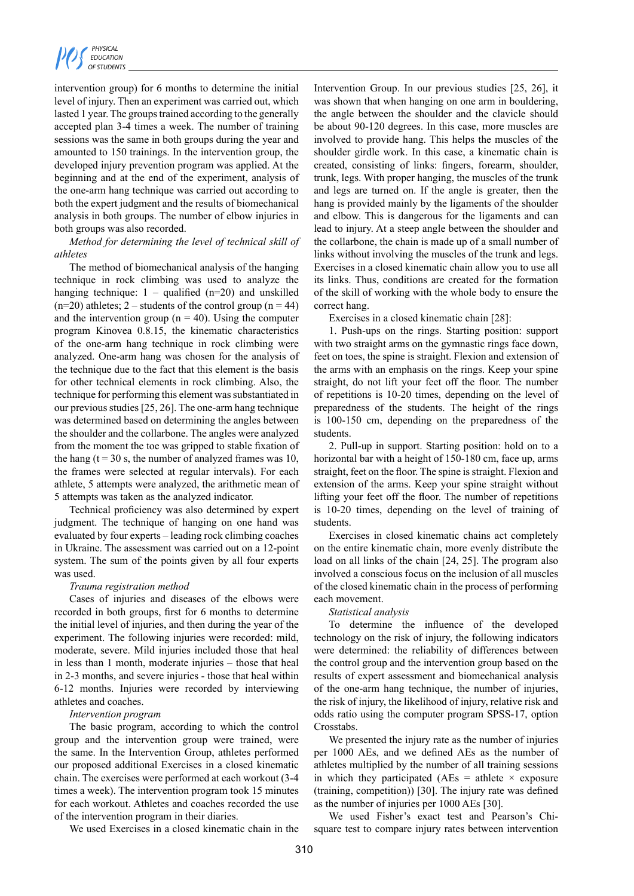intervention group) for 6 months to determine the initial level of injury. Then an experiment was carried out, which lasted 1 year. The groups trained according to the generally accepted plan 3-4 times a week. The number of training sessions was the same in both groups during the year and amounted to 150 trainings. In the intervention group, the developed injury prevention program was applied. At the beginning and at the end of the experiment, analysis of the one-arm hang technique was carried out according to both the expert judgment and the results of biomechanical analysis in both groups. The number of elbow injuries in both groups was also recorded.

*Method for determining the level of technical skill of athletes*

The method of biomechanical analysis of the hanging technique in rock climbing was used to analyze the hanging technique: 1 – qualified (n=20) and unskilled (n=20) athletes; 2 – students of the control group (n = 44) and the intervention group (n = 40). Using the computer program Kinovea 0.8.15, the kinematic characteristics of the one-arm hang technique in rock climbing were analyzed. One-arm hang was chosen for the analysis of the technique due to the fact that this element is the basis for other technical elements in rock climbing. Also, the technique for performing this element was substantiated in our previous studies [25, 26]. The one-arm hang technique was determined based on determining the angles between the shoulder and the collarbone. The angles were analyzed from the moment the toe was gripped to stable fixation of the hang (t = 30 s, the number of analyzed frames was 10, the frames were selected at regular intervals). For each athlete, 5 attempts were analyzed, the arithmetic mean of 5 attempts was taken as the analyzed indicator.

Technical proficiency was also determined by expert judgment. The technique of hanging on one hand was evaluated by four experts – leading rock climbing coaches in Ukraine. The assessment was carried out on a 12-point system. The sum of the points given by all four experts was used.

*Trauma registration method*

Cases of injuries and diseases of the elbows were recorded in both groups, first for 6 months to determine the initial level of injuries, and then during the year of the experiment. The following injuries were recorded: mild, moderate, severe. Mild injuries included those that heal in less than 1 month, moderate injuries – those that heal in 2-3 months, and severe injuries - those that heal within 6-12 months. Injuries were recorded by interviewing athletes and coaches.

*Intervention program*

The basic program, according to which the control group and the intervention group were trained, were the same. In the Intervention Group, athletes performed our proposed additional Exercises in a closed kinematic chain. The exercises were performed at each workout (3-4 times a week). The intervention program took 15 minutes for each workout. Athletes and coaches recorded the use of the intervention program in their diaries.

We used Exercises in a closed kinematic chain in the Intervention Group. In our previous studies [25, 26], it was shown that when hanging on one arm in bouldering, the angle between the shoulder and the clavicle should be about 90-120 degrees. In this case, more muscles are involved to provide hang. This helps the muscles of the shoulder girdle work. In this case, a kinematic chain is created, consisting of links: fingers, forearm, shoulder, trunk, legs. With proper hanging, the muscles of the trunk and legs are turned on. If the angle is greater, then the hang is provided mainly by the ligaments of the shoulder and elbow. This is dangerous for the ligaments and can lead to injury. At a steep angle between the shoulder and the collarbone, the chain is made up of a small number of links without involving the muscles of the trunk and legs. Exercises in a closed kinematic chain allow you to use all its links. Thus, conditions are created for the formation of the skill of working with the whole body to ensure the correct hang.

Exercises in a closed kinematic chain [28]:

1. Push-ups on the rings. Starting position: support with two straight arms on the gymnastic rings face down, feet on toes, the spine is straight. Flexion and extension of the arms with an emphasis on the rings. Keep your spine straight, do not lift your feet off the floor. The number of repetitions is 10-20 times, depending on the level of preparedness of the students. The height of the rings is 100-150 cm, depending on the preparedness of the students.

2. Pull-up in support. Starting position: hold on to a horizontal bar with a height of 150-180 cm, face up, arms straight, feet on the floor. The spine is straight. Flexion and extension of the arms. Keep your spine straight without lifting your feet off the floor. The number of repetitions is 10-20 times, depending on the level of training of students.

Exercises in closed kinematic chains act completely on the entire kinematic chain, more evenly distribute the load on all links of the chain [24, 25]. The program also involved a conscious focus on the inclusion of all muscles of the closed kinematic chain in the process of performing each movement.

*Statistical analysis*

To determine the influence of the developed technology on the risk of injury, the following indicators were determined: the reliability of differences between the control group and the intervention group based on the results of expert assessment and biomechanical analysis of the one-arm hang technique, the number of injuries, the risk of injury, the likelihood of injury, relative risk and odds ratio using the computer program SPSS-17, option Crosstabs.

We presented the injury rate as the number of injuries per 1000 AEs, and we defined AEs as the number of athletes multiplied by the number of all training sessions in which they participated (AEs = athlete × exposure (training, competition)) [30]. The injury rate was defined as the number of injuries per 1000 AEs [30].

We used Fisher's exact test and Pearson's Chi-square test to compare injury rates between intervention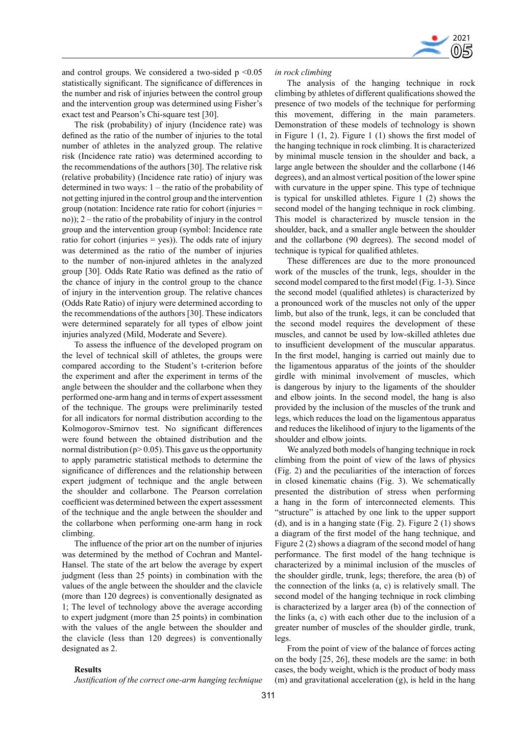and control groups. We considered a two-sided $p < 0.05$ statistically significant. The significance of differences in the number and risk of injuries between the control group and the intervention group was determined using Fisher's exact test and Pearson's Chi-square test [30].

The risk (probability) of injury (Incidence rate) was defined as the ratio of the number of injuries to the total number of athletes in the analyzed group. The relative risk (Incidence rate ratio) was determined according to the recommendations of the authors [30]. The relative risk (relative probability) (Incidence rate ratio) of injury was determined in two ways: 1 – the ratio of the probability of not getting injured in the control group and the intervention group (notation: Incidence rate ratio for cohort (injuries = no)); 2 – the ratio of the probability of injury in the control group and the intervention group (symbol: Incidence rate ratio for cohort (injuries = yes)). The odds rate of injury was determined as the ratio of the number of injuries to the number of non-injured athletes in the analyzed group [30]. Odds Rate Ratio was defined as the ratio of the chance of injury in the control group to the chance of injury in the intervention group. The relative chances (Odds Rate Ratio) of injury were determined according to the recommendations of the authors [30]. These indicators were determined separately for all types of elbow joint injuries analyzed (Mild, Moderate and Severe).

To assess the influence of the developed program on the level of technical skill of athletes, the groups were compared according to the Student's t-criterion before the experiment and after the experiment in terms of the angle between the shoulder and the collarbone when they performed one-arm hang and in terms of expert assessment of the technique. The groups were preliminarily tested for all indicators for normal distribution according to the Kolmogorov-Smirnov test. No significant differences were found between the obtained distribution and the normal distribution ($p > 0.05$). This gave us the opportunity to apply parametric statistical methods to determine the significance of differences and the relationship between expert judgment of technique and the angle between the shoulder and collarbone. The Pearson correlation coefficient was determined between the expert assessment of the technique and the angle between the shoulder and the collarbone when performing one-arm hang in rock climbing.

The influence of the prior art on the number of injuries was determined by the method of Cochran and Mantel-Hansel. The state of the art below the average by expert judgment (less than 25 points) in combination with the values of the angle between the shoulder and the clavicle (more than 120 degrees) is conventionally designated as 1; The level of technology above the average according to expert judgment (more than 25 points) in combination with the values of the angle between the shoulder and the clavicle (less than 120 degrees) is conventionally designated as 2.

## Results

*Justification of the correct one-arm hanging technique in rock climbing*

The analysis of the hanging technique in rock climbing by athletes of different qualifications showed the presence of two models of the technique for performing this movement, differing in the main parameters. Demonstration of these models of technology is shown in Figure 1 (1, 2). Figure 1 (1) shows the first model of the hanging technique in rock climbing. It is characterized by minimal muscle tension in the shoulder and back, a large angle between the shoulder and the collarbone (146 degrees), and an almost vertical position of the lower spine with curvature in the upper spine. This type of technique is typical for unskilled athletes. Figure 1 (2) shows the second model of the hanging technique in rock climbing. This model is characterized by muscle tension in the shoulder, back, and a smaller angle between the shoulder and the collarbone (90 degrees). The second model of technique is typical for qualified athletes.

These differences are due to the more pronounced work of the muscles of the trunk, legs, shoulder in the second model compared to the first model (Fig. 1-3). Since the second model (qualified athletes) is characterized by a pronounced work of the muscles not only of the upper limb, but also of the trunk, legs, it can be concluded that the second model requires the development of these muscles, and cannot be used by low-skilled athletes due to insufficient development of the muscular apparatus. In the first model, hanging is carried out mainly due to the ligamentous apparatus of the joints of the shoulder girdle with minimal involvement of muscles, which is dangerous by injury to the ligaments of the shoulder and elbow joints. In the second model, the hang is also provided by the inclusion of the muscles of the trunk and legs, which reduces the load on the ligamentous apparatus and reduces the likelihood of injury to the ligaments of the shoulder and elbow joints.

We analyzed both models of hanging technique in rock climbing from the point of view of the laws of physics (Fig. 2) and the peculiarities of the interaction of forces in closed kinematic chains (Fig. 3). We schematically presented the distribution of stress when performing a hang in the form of interconnected elements. This "structure" is attached by one link to the upper support (d), and is in a hanging state (Fig. 2). Figure 2 (1) shows a diagram of the first model of the hang technique, and Figure 2 (2) shows a diagram of the second model of hang performance. The first model of the hang technique is characterized by a minimal inclusion of the muscles of the shoulder girdle, trunk, legs; therefore, the area (b) of the connection of the links (a, c) is relatively small. The second model of the hanging technique in rock climbing is characterized by a larger area (b) of the connection of the links (a, c) with each other due to the inclusion of a greater number of muscles of the shoulder girdle, trunk, legs.

From the point of view of the balance of forces acting on the body [25, 26], these models are the same: in both cases, the body weight, which is the product of body mass (m) and gravitational acceleration (g), is held in the hang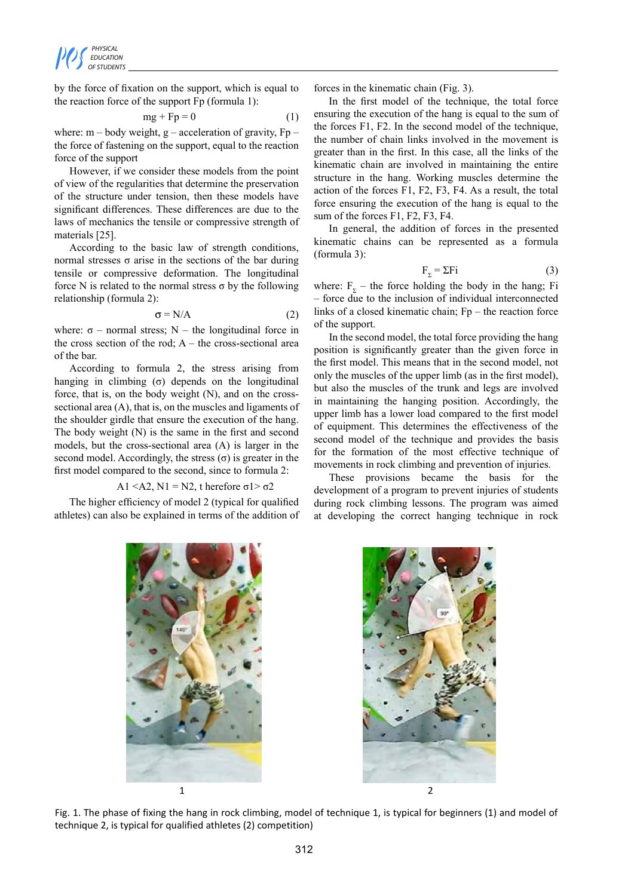by the force of fixation on the support, which is equal to the reaction force of the support Fp (formula 1):

$$mg + Fp = 0 \quad (1)$$

where: m – body weight, g – acceleration of gravity, Fp – the force of fastening on the support, equal to the reaction force of the support

However, if we consider these models from the point of view of the regularities that determine the preservation of the structure under tension, then these models have significant differences. These differences are due to the laws of mechanics the tensile or compressive strength of materials [25].

According to the basic law of strength conditions, normal stresses σ arise in the sections of the bar during tensile or compressive deformation. The longitudinal force N is related to the normal stress σ by the following relationship (formula 2):

$$\sigma = N/A \quad (2)$$

where: σ – normal stress; N – the longitudinal force in the cross section of the rod; A – the cross-sectional area of the bar.

According to formula 2, the stress arising from hanging in climbing (σ) depends on the longitudinal force, that is, on the body weight (N), and on the cross-sectional area (A), that is, on the muscles and ligaments of the shoulder girdle that ensure the execution of the hang. The body weight (N) is the same in the first and second models, but the cross-sectional area (A) is larger in the second model. Accordingly, the stress (σ) is greater in the first model compared to the second, since to formula 2:

$$A1 < A2,\ N1 = N2,\ t\text{herefore } \sigma 1 > \sigma 2$$

The higher efficiency of model 2 (typical for qualified athletes) can also be explained in terms of the addition of forces in the kinematic chain (Fig. 3).

In the first model of the technique, the total force ensuring the execution of the hang is equal to the sum of the forces F1, F2. In the second model of the technique, the number of chain links involved in the movement is greater than in the first. In this case, all the links of the kinematic chain are involved in maintaining the entire structure in the hang. Working muscles determine the action of the forces F1, F2, F3, F4. As a result, the total force ensuring the execution of the hang is equal to the sum of the forces F1, F2, F3, F4.

In general, the addition of forces in the presented kinematic chains can be represented as a formula (formula 3):

$$F_{\Sigma} = \Sigma Fi \quad (3)$$

where: $F_{\Sigma}$ – the force holding the body in the hang; Fi – force due to the inclusion of individual interconnected links of a closed kinematic chain; Fp – the reaction force of the support.

In the second model, the total force providing the hang position is significantly greater than the given force in the first model. This means that in the second model, not only the muscles of the upper limb (as in the first model), but also the muscles of the trunk and legs are involved in maintaining the hanging position. Accordingly, the upper limb has a lower load compared to the first model of equipment. This determines the effectiveness of the second model of the technique and provides the basis for the formation of the most effective technique of movements in rock climbing and prevention of injuries.

These provisions became the basis for the development of a program to prevent injuries of students during rock climbing lessons. The program was aimed at developing the correct hanging technique in rock

Fig. 1. The phase of fixing the hang in rock climbing, model of technique 1, is typical for beginners (1) and model of technique 2, is typical for qualified athletes (2) competition)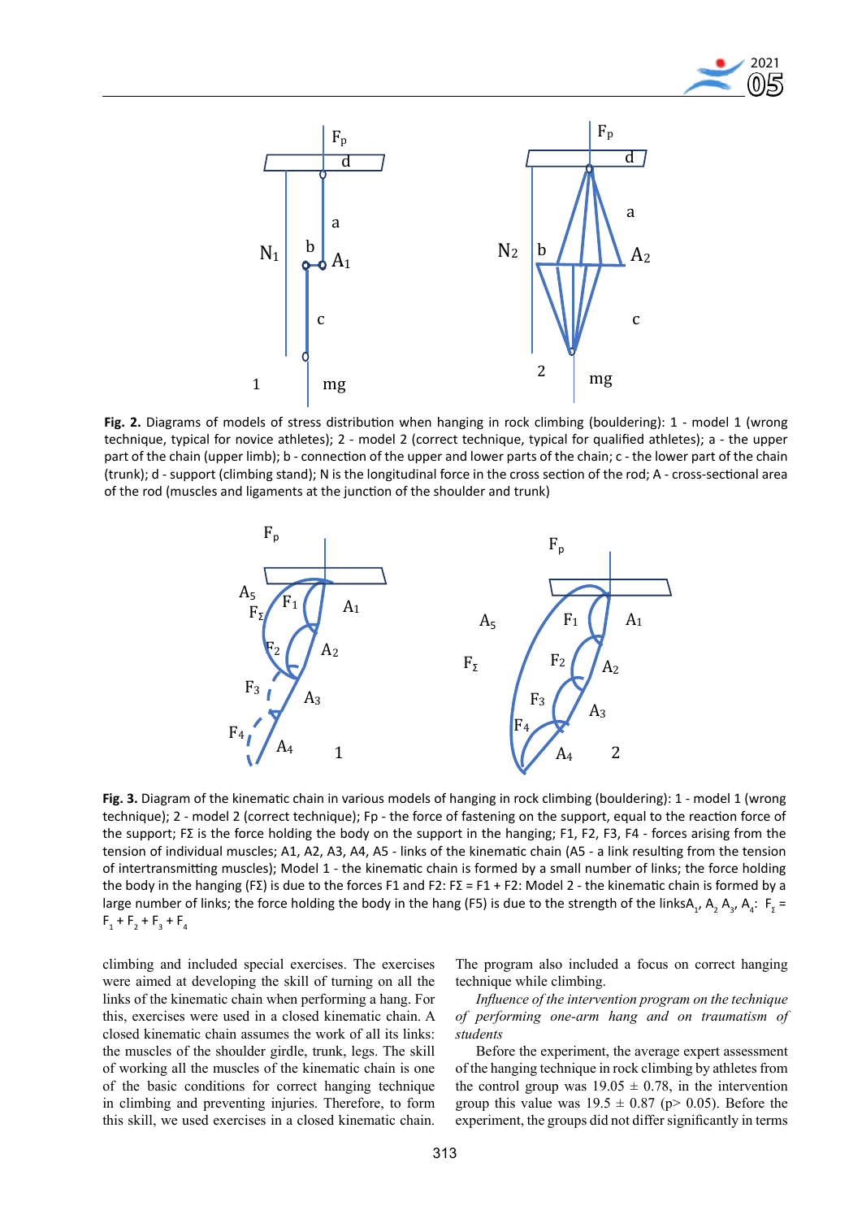**Fig. 2.** Diagrams of models of stress distribution when hanging in rock climbing (bouldering): 1 - model 1 (wrong technique, typical for novice athletes); 2 - model 2 (correct technique, typical for qualified athletes); a - the upper part of the chain (upper limb); b - connection of the upper and lower parts of the chain; c - the lower part of the chain (trunk); d - support (climbing stand); N is the longitudinal force in the cross section of the rod; A - cross-sectional area of the rod (muscles and ligaments at the junction of the shoulder and trunk)

**Fig. 3.** Diagram of the kinematic chain in various models of hanging in rock climbing (bouldering): 1 - model 1 (wrong technique); 2 - model 2 (correct technique); Fp - the force of fastening on the support, equal to the reaction force of the support; FΣ is the force holding the body on the support in the hanging; F1, F2, F3, F4 - forces arising from the tension of individual muscles; A1, A2, A3, A4, A5 - links of the kinematic chain (A5 - a link resulting from the tension of intertransmitting muscles); Model 1 - the kinematic chain is formed by a small number of links; the force holding the body in the hanging (FΣ) is due to the forces F1 and F2: FΣ = F1 + F2: Model 2 - the kinematic chain is formed by a large number of links; the force holding the body in the hang (F5) is due to the strength of the links$A_1$, $A_2$, $A_3$, $A_4$: $F_\Sigma = F_1 + F_2 + F_3 + F_4$

climbing and included special exercises. The exercises were aimed at developing the skill of turning on all the links of the kinematic chain when performing a hang. For this, exercises were used in a closed kinematic chain. A closed kinematic chain assumes the work of all its links: the muscles of the shoulder girdle, trunk, legs. The skill of working all the muscles of the kinematic chain is one of the basic conditions for correct hanging technique in climbing and preventing injuries. Therefore, to form this skill, we used exercises in a closed kinematic chain. The program also included a focus on correct hanging technique while climbing.

*Influence of the intervention program on the technique of performing one-arm hang and on traumatism of students*

Before the experiment, the average expert assessment of the hanging technique in rock climbing by athletes from the control group was 19.05 ± 0.78, in the intervention group this value was 19.5 ± 0.87 ($p > 0.05$). Before the experiment, the groups did not differ significantly in terms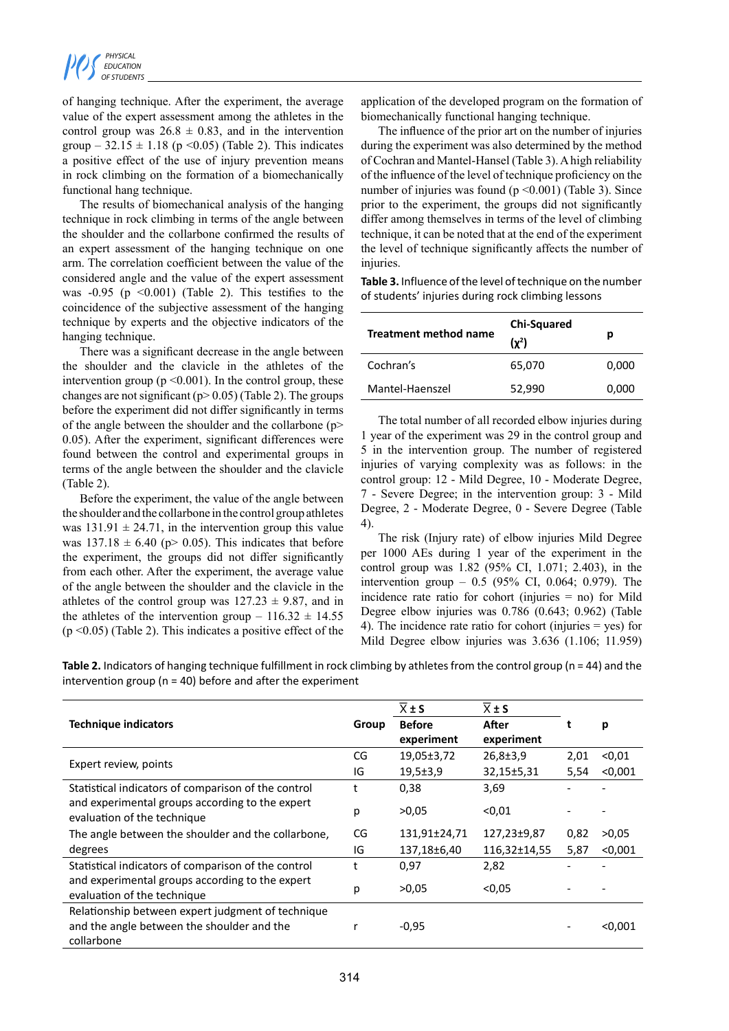of hanging technique. After the experiment, the average value of the expert assessment among the athletes in the control group was 26.8 ± 0.83, and in the intervention group – 32.15 ± 1.18 ($p < 0.05$) (Table 2). This indicates a positive effect of the use of injury prevention means in rock climbing on the formation of a biomechanically functional hang technique.

The results of biomechanical analysis of the hanging technique in rock climbing in terms of the angle between the shoulder and the collarbone confirmed the results of an expert assessment of the hanging technique on one arm. The correlation coefficient between the value of the considered angle and the value of the expert assessment was -0.95 ($p < 0.001$) (Table 2). This testifies to the coincidence of the subjective assessment of the hanging technique by experts and the objective indicators of the hanging technique.

There was a significant decrease in the angle between the shoulder and the clavicle in the athletes of the intervention group ($p < 0.001$). In the control group, these changes are not significant ($p > 0.05$) (Table 2). The groups before the experiment did not differ significantly in terms of the angle between the shoulder and the collarbone ($p > 0.05$). After the experiment, significant differences were found between the control and experimental groups in terms of the angle between the shoulder and the clavicle (Table 2).

Before the experiment, the value of the angle between the shoulder and the collarbone in the control group athletes was 131.91 ± 24.71, in the intervention group this value was 137.18 ± 6.40 ($p > 0.05$). This indicates that before the experiment, the groups did not differ significantly from each other. After the experiment, the average value of the angle between the shoulder and the clavicle in the athletes of the control group was 127.23 ± 9.87, and in the athletes of the intervention group – 116.32 ± 14.55 ($p < 0.05$) (Table 2). This indicates a positive effect of the application of the developed program on the formation of biomechanically functional hanging technique.

The influence of the prior art on the number of injuries during the experiment was also determined by the method of Cochran and Mantel-Hansel (Table 3). A high reliability of the influence of the level of technique proficiency on the number of injuries was found ($p < 0.001$) (Table 3). Since prior to the experiment, the groups did not significantly differ among themselves in terms of the level of climbing technique, it can be noted that at the end of the experiment the level of technique significantly affects the number of injuries.

**Table 3.** Influence of the level of technique on the number of students' injuries during rock climbing lessons

| Treatment method name | Chi-Squared ($\chi^2$) | p |
|---|---|---|
| Cochran's | 65,070 | 0,000 |
| Mantel-Haenszel | 52,990 | 0,000 |

The total number of all recorded elbow injuries during 1 year of the experiment was 29 in the control group and 5 in the intervention group. The number of registered injuries of varying complexity was as follows: in the control group: 12 - Mild Degree, 10 - Moderate Degree, 7 - Severe Degree; in the intervention group: 3 - Mild Degree, 2 - Moderate Degree, 0 - Severe Degree (Table 4).

The risk (Injury rate) of elbow injuries Mild Degree per 1000 AEs during 1 year of the experiment in the control group was 1.82 (95% CI, 1.071; 2.403), in the intervention group – 0.5 (95% CI, 0.064; 0.979). The incidence rate ratio for cohort (injuries = no) for Mild Degree elbow injuries was 0.786 (0.643; 0.962) (Table 4). The incidence rate ratio for cohort (injuries = yes) for Mild Degree elbow injuries was 3.636 (1.106; 11.959)

**Table 2.** Indicators of hanging technique fulfillment in rock climbing by athletes from the control group (n = 44) and the intervention group (n = 40) before and after the experiment

| Technique indicators | Group | $\overline{X} \pm S$ Before experiment | $\overline{X} \pm S$ After experiment | t | p |
|---|---|---|---|---|---|
| Expert review, points | CG | 19,05±3,72 | 26,8±3,9 | 2,01 | <0,01 |
| | IG | 19,5±3,9 | 32,15±5,31 | 5,54 | <0,001 |
| Statistical indicators of comparison of the control and experimental groups according to the expert evaluation of the technique | t | 0,38 | 3,69 | - | - |
| | p | >0,05 | <0,01 | - | - |
| The angle between the shoulder and the collarbone, degrees | CG | 131,91±24,71 | 127,23±9,87 | 0,82 | >0,05 |
| | IG | 137,18±6,40 | 116,32±14,55 | 5,87 | <0,001 |
| Statistical indicators of comparison of the control and experimental groups according to the expert evaluation of the technique | t | 0,97 | 2,82 | - | - |
| | p | >0,05 | <0,05 | - | - |
| Relationship between expert judgment of technique and the angle between the shoulder and the collarbone | r | -0,95 | | - | <0,001 |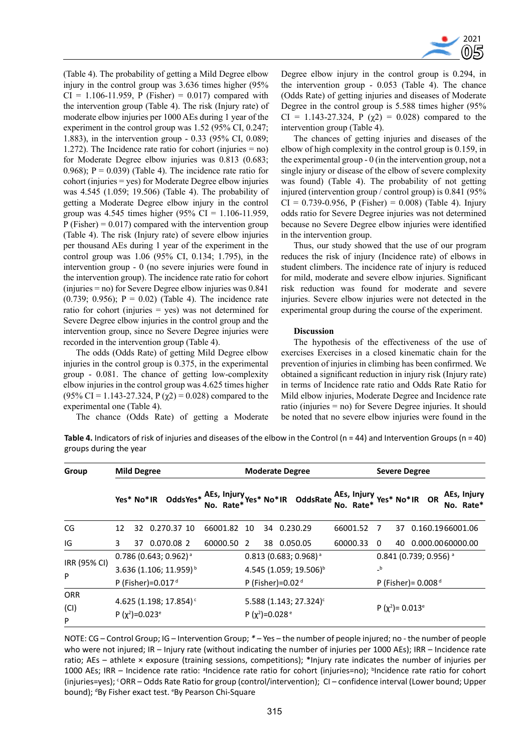(Table 4). The probability of getting a Mild Degree elbow injury in the control group was 3.636 times higher (95% CI = 1.106-11.959, P (Fisher) = 0.017) compared with the intervention group (Table 4). The risk (Injury rate) of moderate elbow injuries per 1000 AEs during 1 year of the experiment in the control group was 1.52 (95% CI, 0.247; 1.883), in the intervention group - 0.33 (95% CI, 0.089; 1.272). The Incidence rate ratio for cohort (injuries = no) for Moderate Degree elbow injuries was 0.813 (0.683; 0.968); P = 0.039) (Table 4). The incidence rate ratio for cohort (injuries = yes) for Moderate Degree elbow injuries was 4.545 (1.059; 19.506) (Table 4). The probability of getting a Moderate Degree elbow injury in the control group was 4.545 times higher (95% CI = 1.106-11.959, P (Fisher) = 0.017) compared with the intervention group (Table 4). The risk (Injury rate) of severe elbow injuries per thousand AEs during 1 year of the experiment in the control group was 1.06 (95% CI, 0.134; 1.795), in the intervention group - 0 (no severe injuries were found in the intervention group). The incidence rate ratio for cohort (injuries = no) for Severe Degree elbow injuries was 0.841 (0.739; 0.956); P = 0.02) (Table 4). The incidence rate ratio for cohort (injuries = yes) was not determined for Severe Degree elbow injuries in the control group and the intervention group, since no Severe Degree injuries were recorded in the intervention group (Table 4).

The odds (Odds Rate) of getting Mild Degree elbow injuries in the control group is 0.375, in the experimental group - 0.081. The chance of getting low-complexity elbow injuries in the control group was 4.625 times higher (95% CI = 1.143-27.324, P ($\chi2$) = 0.028) compared to the experimental one (Table 4).

The chance (Odds Rate) of getting a Moderate Degree elbow injury in the control group is 0.294, in the intervention group - 0.053 (Table 4). The chance (Odds Rate) of getting injuries and diseases of Moderate Degree in the control group is 5.588 times higher (95% CI = 1.143-27.324, P ($\chi2$) = 0.028) compared to the intervention group (Table 4).

The chances of getting injuries and diseases of the elbow of high complexity in the control group is 0.159, in the experimental group - 0 (in the intervention group, not a single injury or disease of the elbow of severe complexity was found) (Table 4). The probability of not getting injured (intervention group / control group) is 0.841 (95% CI = 0.739-0.956, P (Fisher) = 0.008) (Table 4). Injury odds ratio for Severe Degree injuries was not determined because no Severe Degree elbow injuries were identified in the intervention group.

Thus, our study showed that the use of our program reduces the risk of injury (Incidence rate) of elbows in student climbers. The incidence rate of injury is reduced for mild, moderate and severe elbow injuries. Significant risk reduction was found for moderate and severe injuries. Severe elbow injuries were not detected in the experimental group during the course of the experiment.

## Discussion

The hypothesis of the effectiveness of the use of exercises Exercises in a closed kinematic chain for the prevention of injuries in climbing has been confirmed. We obtained a significant reduction in injury risk (Injury rate) in terms of Incidence rate ratio and Odds Rate Ratio for Mild elbow injuries, Moderate Degree and Incidence rate ratio (injuries = no) for Severe Degree injuries. It should be noted that no severe elbow injuries were found in the

**Table 4.** Indicators of risk of injuries and diseases of the elbow in the Control (n = 44) and Intervention Groups (n = 40) groups during the year

| Group | Mild Degree | | | | | | Moderate Degree | | | | | | Severe Degree | | | | | |
|---|---|---|---|---|---|---|---|---|---|---|---|---|---|---|---|---|---|---|
| | Yes* | No* | IR | Odds | Yes* | AEs, No. | Injury Rate* | Yes* | No* | IR | Odds | Rate | AEs, No. | Injury Rate* | Yes* | No* | IR | OR | AEs, No. | Injury Rate* |
| CG | 12 | 32 | 0.27 | 0.37 | 10 | 6600 | 1.82 | 10 | 34 | 0.23 | 0.29 | | 6600 | 1.52 | 7 | 37 | 0.16 | 0.19 | 6600 | 1.06 |
| IG | 3 | 37 | 0.07 | 0.08 | 2 | 6000 | 0.50 | 2 | 38 | 0.05 | 0.05 | | 6000 | 0.33 | 0 | 40 | 0.00 | 0.00 | 6000 | 0.00 |
| IRR (95% CI) P | 0.786 (0.643; 0.962) [a]<br>3.636 (1.106; 11.959) [b]<br>P (Fisher)=0.017 [d] | | | | | | 0.813 (0.683; 0.968) [a]<br>4.545 (1.059; 19.506) [b]<br>P (Fisher)=0.02 [d] | | | | | | 0.841 (0.739; 0.956) [a]<br>- [b]<br>P (Fisher)= 0.008 [d] | | | | | |
| ORR (CI) P | 4.625 (1.198; 17.854) [c]<br>P ($\chi^2$)=0.023 [e] | | | | | | 5.588 (1.143; 27.324) [c]<br>P ($\chi^2$)=0.028 [e] | | | | | | P ($\chi^2$)= 0.013 [e] | | | | | |

NOTE: CG – Control Group; IG – Intervention Group; * – Yes – the number of people injured; no - the number of people who were not injured; IR – Injury rate (without indicating the number of injuries per 1000 AEs); IRR – Incidence rate ratio; AEs – athlete × exposure (training sessions, competitions); *Injury rate indicates the number of injuries per 1000 AEs; IRR – Incidence rate ratio: [a]Incidence rate ratio for cohort (injuries=no); [b]Incidence rate ratio for cohort (injuries=yes); [c] ORR – Odds Rate Ratio for group (control/intervention); CI – confidence interval (Lower bound; Upper bound); [d]By Fisher exact test. [e]By Pearson Chi-Square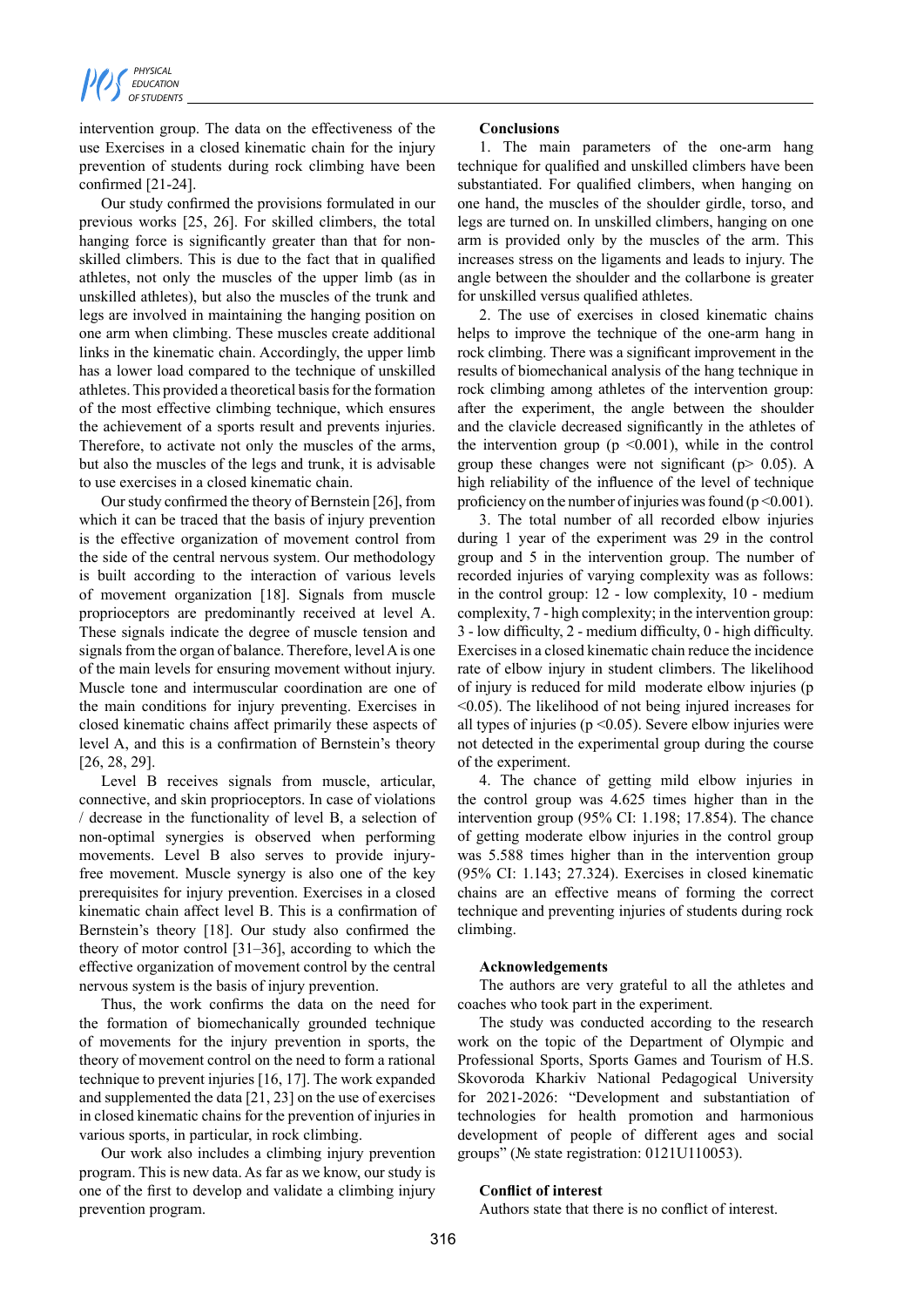intervention group. The data on the effectiveness of the use Exercises in a closed kinematic chain for the injury prevention of students during rock climbing have been confirmed [21-24].

Our study confirmed the provisions formulated in our previous works [25, 26]. For skilled climbers, the total hanging force is significantly greater than that for non-skilled climbers. This is due to the fact that in qualified athletes, not only the muscles of the upper limb (as in unskilled athletes), but also the muscles of the trunk and legs are involved in maintaining the hanging position on one arm when climbing. These muscles create additional links in the kinematic chain. Accordingly, the upper limb has a lower load compared to the technique of unskilled athletes. This provided a theoretical basis for the formation of the most effective climbing technique, which ensures the achievement of a sports result and prevents injuries. Therefore, to activate not only the muscles of the arms, but also the muscles of the legs and trunk, it is advisable to use exercises in a closed kinematic chain.

Our study confirmed the theory of Bernstein [26], from which it can be traced that the basis of injury prevention is the effective organization of movement control from the side of the central nervous system. Our methodology is built according to the interaction of various levels of movement organization [18]. Signals from muscle proprioceptors are predominantly received at level A. These signals indicate the degree of muscle tension and signals from the organ of balance. Therefore, level A is one of the main levels for ensuring movement without injury. Muscle tone and intermuscular coordination are one of the main conditions for injury preventing. Exercises in closed kinematic chains affect primarily these aspects of level A, and this is a confirmation of Bernstein's theory [26, 28, 29].

Level B receives signals from muscle, articular, connective, and skin proprioceptors. In case of violations / decrease in the functionality of level B, a selection of non-optimal synergies is observed when performing movements. Level B also serves to provide injury-free movement. Muscle synergy is also one of the key prerequisites for injury prevention. Exercises in a closed kinematic chain affect level B. This is a confirmation of Bernstein's theory [18]. Our study also confirmed the theory of motor control [31–36], according to which the effective organization of movement control by the central nervous system is the basis of injury prevention.

Thus, the work confirms the data on the need for the formation of biomechanically grounded technique of movements for the injury prevention in sports, the theory of movement control on the need to form a rational technique to prevent injuries [16, 17]. The work expanded and supplemented the data [21, 23] on the use of exercises in closed kinematic chains for the prevention of injuries in various sports, in particular, in rock climbing.

Our work also includes a climbing injury prevention program. This is new data. As far as we know, our study is one of the first to develop and validate a climbing injury prevention program.

## Conclusions

1. The main parameters of the one-arm hang technique for qualified and unskilled climbers have been substantiated. For qualified climbers, when hanging on one hand, the muscles of the shoulder girdle, torso, and legs are turned on. In unskilled climbers, hanging on one arm is provided only by the muscles of the arm. This increases stress on the ligaments and leads to injury. The angle between the shoulder and the collarbone is greater for unskilled versus qualified athletes.

2. The use of exercises in closed kinematic chains helps to improve the technique of the one-arm hang in rock climbing. There was a significant improvement in the results of biomechanical analysis of the hang technique in rock climbing among athletes of the intervention group: after the experiment, the angle between the shoulder and the clavicle decreased significantly in the athletes of the intervention group ($p < 0.001$), while in the control group these changes were not significant ($p > 0.05$). A high reliability of the influence of the level of technique proficiency on the number of injuries was found ($p < 0.001$).

3. The total number of all recorded elbow injuries during 1 year of the experiment was 29 in the control group and 5 in the intervention group. The number of recorded injuries of varying complexity was as follows: in the control group: 12 - low complexity, 10 - medium complexity, 7 - high complexity; in the intervention group: 3 - low difficulty, 2 - medium difficulty, 0 - high difficulty. Exercises in a closed kinematic chain reduce the incidence rate of elbow injury in student climbers. The likelihood of injury is reduced for mild moderate elbow injuries ($p < 0.05$). The likelihood of not being injured increases for all types of injuries ($p < 0.05$). Severe elbow injuries were not detected in the experimental group during the course of the experiment.

4. The chance of getting mild elbow injuries in the control group was 4.625 times higher than in the intervention group (95% CI: 1.198; 17.854). The chance of getting moderate elbow injuries in the control group was 5.588 times higher than in the intervention group (95% CI: 1.143; 27.324). Exercises in closed kinematic chains are an effective means of forming the correct technique and preventing injuries of students during rock climbing.

## Acknowledgements

The authors are very grateful to all the athletes and coaches who took part in the experiment.

The study was conducted according to the research work on the topic of the Department of Olympic and Professional Sports, Sports Games and Tourism of H.S. Skovoroda Kharkiv National Pedagogical University for 2021-2026: "Development and substantiation of technologies for health promotion and harmonious development of people of different ages and social groups" (№ state registration: 0121U110053).

## Conflict of interest

Authors state that there is no conflict of interest.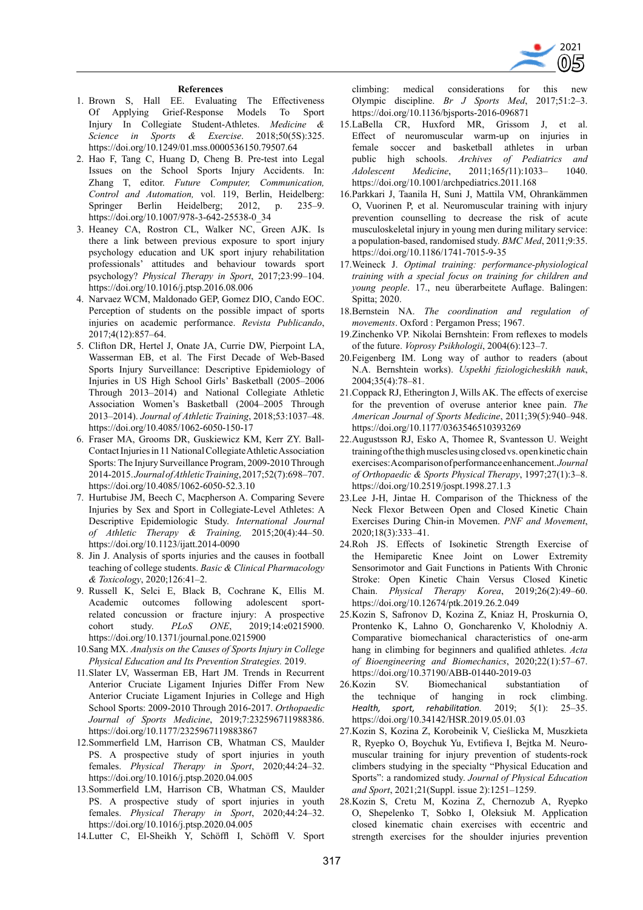## References

1. Brown S, Hall EE. Evaluating The Effectiveness Of Applying Grief-Response Models To Sport Injury In Collegiate Student-Athletes. *Medicine & Science in Sports & Exercise*. 2018;50(5S):325. https://doi.org/10.1249/01.mss.0000536150.79507.64
2. Hao F, Tang C, Huang D, Cheng B. Pre-test into Legal Issues on the School Sports Injury Accidents. In: Zhang T, editor. *Future Computer, Communication, Control and Automation,* vol. 119, Berlin, Heidelberg: Springer Berlin Heidelberg; 2012, p. 235–9. https://doi.org/10.1007/978-3-642-25538-0_34
3. Heaney CA, Rostron CL, Walker NC, Green AJK. Is there a link between previous exposure to sport injury psychology education and UK sport injury rehabilitation professionals' attitudes and behaviour towards sport psychology? *Physical Therapy in Sport*, 2017;23:99–104. https://doi.org/10.1016/j.ptsp.2016.08.006
4. Narvaez WCM, Maldonado GEP, Gomez DIO, Cando EOC. Perception of students on the possible impact of sports injuries on academic performance. *Revista Publicando*, 2017;4(12):857–64.
5. Clifton DR, Hertel J, Onate JA, Currie DW, Pierpoint LA, Wasserman EB, et al. The First Decade of Web-Based Sports Injury Surveillance: Descriptive Epidemiology of Injuries in US High School Girls' Basketball (2005–2006 Through 2013–2014) and National Collegiate Athletic Association Women's Basketball (2004–2005 Through 2013–2014). *Journal of Athletic Training*, 2018;53:1037–48. https://doi.org/10.4085/1062-6050-150-17
6. Fraser MA, Grooms DR, Guskiewicz KM, Kerr ZY. Ball-Contact Injuries in 11 National Collegiate Athletic Association Sports: The Injury Surveillance Program, 2009-2010 Through 2014-2015. *Journal of Athletic Training*, 2017;52(7):698–707. https://doi.org/10.4085/1062-6050-52.3.10
7. Hurtubise JM, Beech C, Macpherson A. Comparing Severe Injuries by Sex and Sport in Collegiate-Level Athletes: A Descriptive Epidemiologic Study. *International Journal of Athletic Therapy & Training,* 2015;20(4):44–50. https://doi.org/10.1123/ijatt.2014-0090
8. Jin J. Analysis of sports injuries and the causes in football teaching of college students. *Basic & Clinical Pharmacology & Toxicology*, 2020;126:41–2.
9. Russell K, Selci E, Black B, Cochrane K, Ellis M. Academic outcomes following adolescent sport-related concussion or fracture injury: A prospective cohort study. *PLoS ONE*, 2019;14:e0215900. https://doi.org/10.1371/journal.pone.0215900
10. Sang MX. *Analysis on the Causes of Sports Injury in College Physical Education and Its Prevention Strategies.* 2019.
11. Slater LV, Wasserman EB, Hart JM. Trends in Recurrent Anterior Cruciate Ligament Injuries Differ From New Anterior Cruciate Ligament Injuries in College and High School Sports: 2009-2010 Through 2016-2017. *Orthopaedic Journal of Sports Medicine*, 2019;7:232596711988386. https://doi.org/10.1177/2325967119883867
12. Sommerfield LM, Harrison CB, Whatman CS, Maulder PS. A prospective study of sport injuries in youth females. *Physical Therapy in Sport*, 2020;44:24–32. https://doi.org/10.1016/j.ptsp.2020.04.005
13. Sommerfield LM, Harrison CB, Whatman CS, Maulder PS. A prospective study of sport injuries in youth females. *Physical Therapy in Sport*, 2020;44:24–32. https://doi.org/10.1016/j.ptsp.2020.04.005
14. Lutter C, El-Sheikh Y, Schöffl I, Schöffl V. Sport climbing: medical considerations for this new Olympic discipline. *Br J Sports Med*, 2017;51:2–3. https://doi.org/10.1136/bjsports-2016-096871
15. LaBella CR, Huxford MR, Grissom J, et al. Effect of neuromuscular warm-up on injuries in female soccer and basketball athletes in urban public high schools. *Archives of Pediatrics and Adolescent Medicine*, 2011;165*(*11):1033–1040. https://doi.org/10.1001/archpediatrics.2011.168
16. Parkkari J, Taanila H, Suni J, Mattila VM, Ohrankämmen O, Vuorinen P, et al. Neuromuscular training with injury prevention counselling to decrease the risk of acute musculoskeletal injury in young men during military service: a population-based, randomised study. *BMC Med*, 2011;9:35. https://doi.org/10.1186/1741-7015-9-35
17. Weineck J. *Optimal training: performance-physiological training with a special focus on training for children and young people*. 17., neu überarbeitete Auflage. Balingen: Spitta; 2020.
18. Bernstein NA. *The coordination and regulation of movements*. Oxford : Pergamon Press; 1967.
19. Zinchenko VP. Nikolai Bernshtein: From reflexes to models of the future. *Voprosy Psikhologii*, 2004(6):123–7.
20. Feigenberg IM. Long way of author to readers (about N.A. Bernshtein works). *Uspekhi fiziologicheskikh nauk*, 2004;35(4):78–81.
21. Coppack RJ, Etherington J, Wills AK. The effects of exercise for the prevention of overuse anterior knee pain. *The American Journal of Sports Medicine*, 2011;39(5):940–948. https://doi.org/10.1177/0363546510393269
22. Augustsson RJ, Esko A, Thomee R, Svantesson U. Weight training of the thigh muscles using closed vs. open kinetic chain exercises: A comparison of performance enhancement. *Journal of Orthopaedic & Sports Physical Therapy*, 1997;27(1):3–8. https://doi.org/10.2519/jospt.1998.27.1.3
23. Lee J-H, Jintae H. Comparison of the Thickness of the Neck Flexor Between Open and Closed Kinetic Chain Exercises During Chin-in Movemen. *PNF and Movement*, 2020;18(3):333–41.
24. Roh JS. Effects of Isokinetic Strength Exercise of the Hemiparetic Knee Joint on Lower Extremity Sensorimotor and Gait Functions in Patients With Chronic Stroke: Open Kinetic Chain Versus Closed Kinetic Chain. *Physical Therapy Korea*, 2019;26(2):49–60. https://doi.org/10.12674/ptk.2019.26.2.049
25. Kozin S, Safronov D, Kozina Z, Proskurnia O, Prontenko K, Lahno O, Goncharenko V, Kholodniy A. Comparative biomechanical characteristics of one-arm hang in climbing for beginners and qualified athletes. *Acta of Bioengineering and Biomechanics*, 2020;22(1):57–67. https://doi.org/10.37190/ABB-01440-2019-03
26. Kozin SV. Biomechanical substantiation of the technique of hanging in rock climbing. *Health, sport, rehabilitation.* 2019; 5(1): 25–35. https://doi.org/10.34142/HSR.2019.05.01.03
27. Kozin S, Kozina Z, Korobeinik V, Cieślicka M, Muszkieta R, Ryepko O, Boychuk Yu, Evtifieva I, Bejtka M. Neuro-muscular training for injury prevention of students-rock climbers studying in the specialty "Physical Education and Sports": a randomized study. *Journal of Physical Education and Sport*, 2021;21(Suppl. issue 2):1251–1259.
28. Kozin S, Cretu M, Kozina Z, Chernozub A, Ryepko O, Shepelenko T, Sobko I, Oleksiuk M. Application closed kinematic chain exercises with eccentric and strength exercises for the shoulder injuries prevention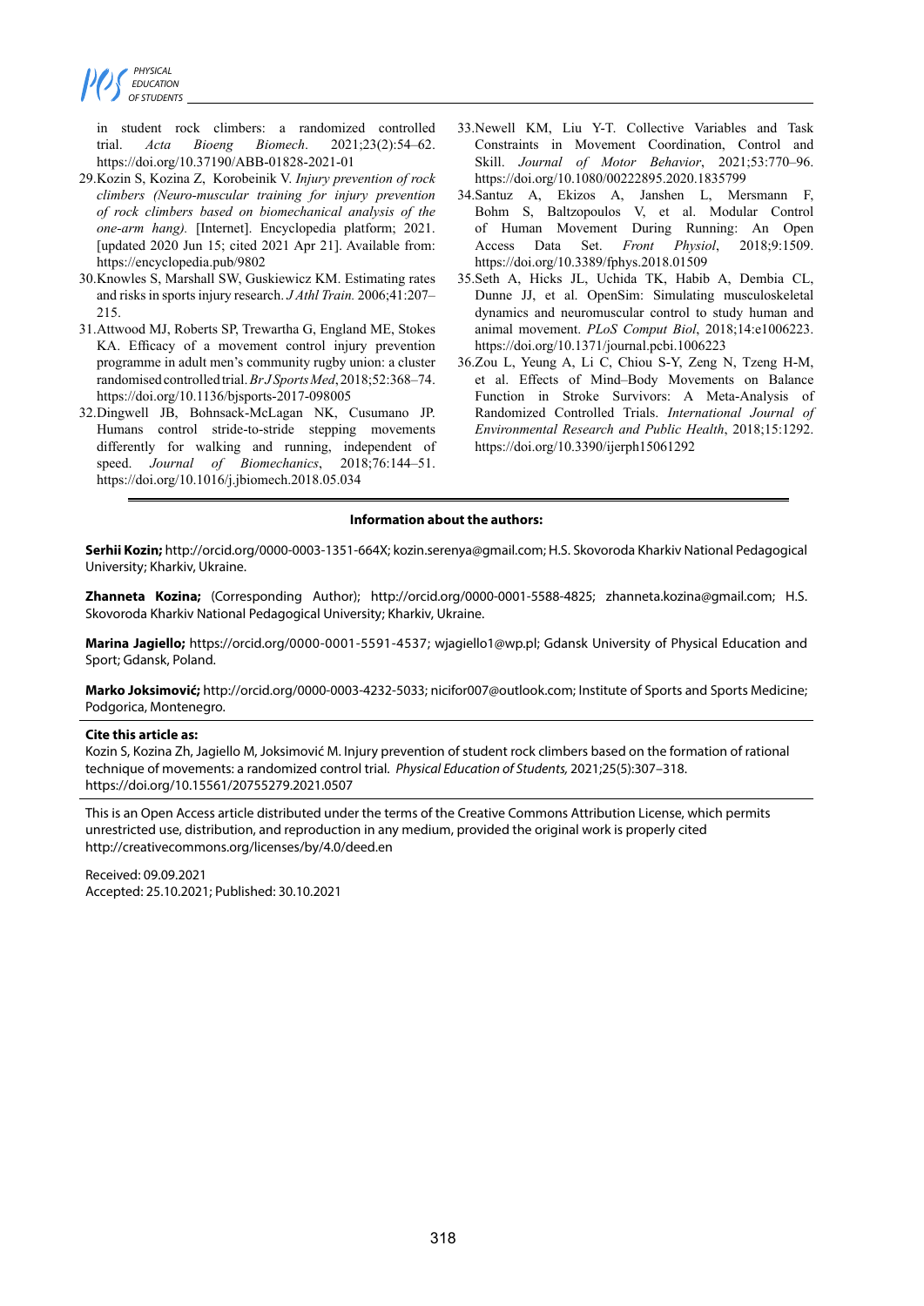in student rock climbers: a randomized controlled trial. *Acta Bioeng Biomech*. 2021;23(2):54–62. https://doi.org/10.37190/ABB-01828-2021-01

29. Kozin S, Kozina Z, Korobeinik V. *Injury prevention of rock climbers (Neuro-muscular training for injury prevention of rock climbers based on biomechanical analysis of the one-arm hang).* [Internet]. Encyclopedia platform; 2021. [updated 2020 Jun 15; cited 2021 Apr 21]. Available from: https://encyclopedia.pub/9802
30. Knowles S, Marshall SW, Guskiewicz KM. Estimating rates and risks in sports injury research. *J Athl Train.* 2006;41:207–215.
31. Attwood MJ, Roberts SP, Trewartha G, England ME, Stokes KA. Efficacy of a movement control injury prevention programme in adult men's community rugby union: a cluster randomised controlled trial. *Br J Sports Med*, 2018;52:368–74. https://doi.org/10.1136/bjsports-2017-098005
32. Dingwell JB, Bohnsack-McLagan NK, Cusumano JP. Humans control stride-to-stride stepping movements differently for walking and running, independent of speed. *Journal of Biomechanics*, 2018;76:144–51. https://doi.org/10.1016/j.jbiomech.2018.05.034
33. Newell KM, Liu Y-T. Collective Variables and Task Constraints in Movement Coordination, Control and Skill. *Journal of Motor Behavior*, 2021;53:770–96. https://doi.org/10.1080/00222895.2020.1835799
34. Santuz A, Ekizos A, Janshen L, Mersmann F, Bohm S, Baltzopoulos V, et al. Modular Control of Human Movement During Running: An Open Access Data Set. *Front Physiol*, 2018;9:1509. https://doi.org/10.3389/fphys.2018.01509
35. Seth A, Hicks JL, Uchida TK, Habib A, Dembia CL, Dunne JJ, et al. OpenSim: Simulating musculoskeletal dynamics and neuromuscular control to study human and animal movement. *PLoS Comput Biol*, 2018;14:e1006223. https://doi.org/10.1371/journal.pcbi.1006223
36. Zou L, Yeung A, Li C, Chiou S-Y, Zeng N, Tzeng H-M, et al. Effects of Mind–Body Movements on Balance Function in Stroke Survivors: A Meta-Analysis of Randomized Controlled Trials. *International Journal of Environmental Research and Public Health*, 2018;15:1292. https://doi.org/10.3390/ijerph15061292

---

**Information about the authors:**

**Serhii Kozin;** http://orcid.org/0000-0003-1351-664X; kozin.serenya@gmail.com; H.S. Skovoroda Kharkiv National Pedagogical University; Kharkiv, Ukraine.

**Zhanneta Kozina;** (Corresponding Author); http://orcid.org/0000-0001-5588-4825; zhanneta.kozina@gmail.com; H.S. Skovoroda Kharkiv National Pedagogical University; Kharkiv, Ukraine.

**Marina Jagiello;** https://orcid.org/0000-0001-5591-4537; wjagiello1@wp.pl; Gdansk University of Physical Education and Sport; Gdansk, Poland.

**Marko Joksimović;** http://orcid.org/0000-0003-4232-5033; nicifor007@outlook.com; Institute of Sports and Sports Medicine; Podgorica, Montenegro.

**Cite this article as:**
Kozin S, Kozina Zh, Jagiello M, Joksimović M. Injury prevention of student rock climbers based on the formation of rational technique of movements: a randomized control trial. *Physical Education of Students,* 2021;25(5):307–318. https://doi.org/10.15561/20755279.2021.0507

This is an Open Access article distributed under the terms of the Creative Commons Attribution License, which permits unrestricted use, distribution, and reproduction in any medium, provided the original work is properly cited http://creativecommons.org/licenses/by/4.0/deed.en

Received: 09.09.2021
Accepted: 25.10.2021; Published: 30.10.2021